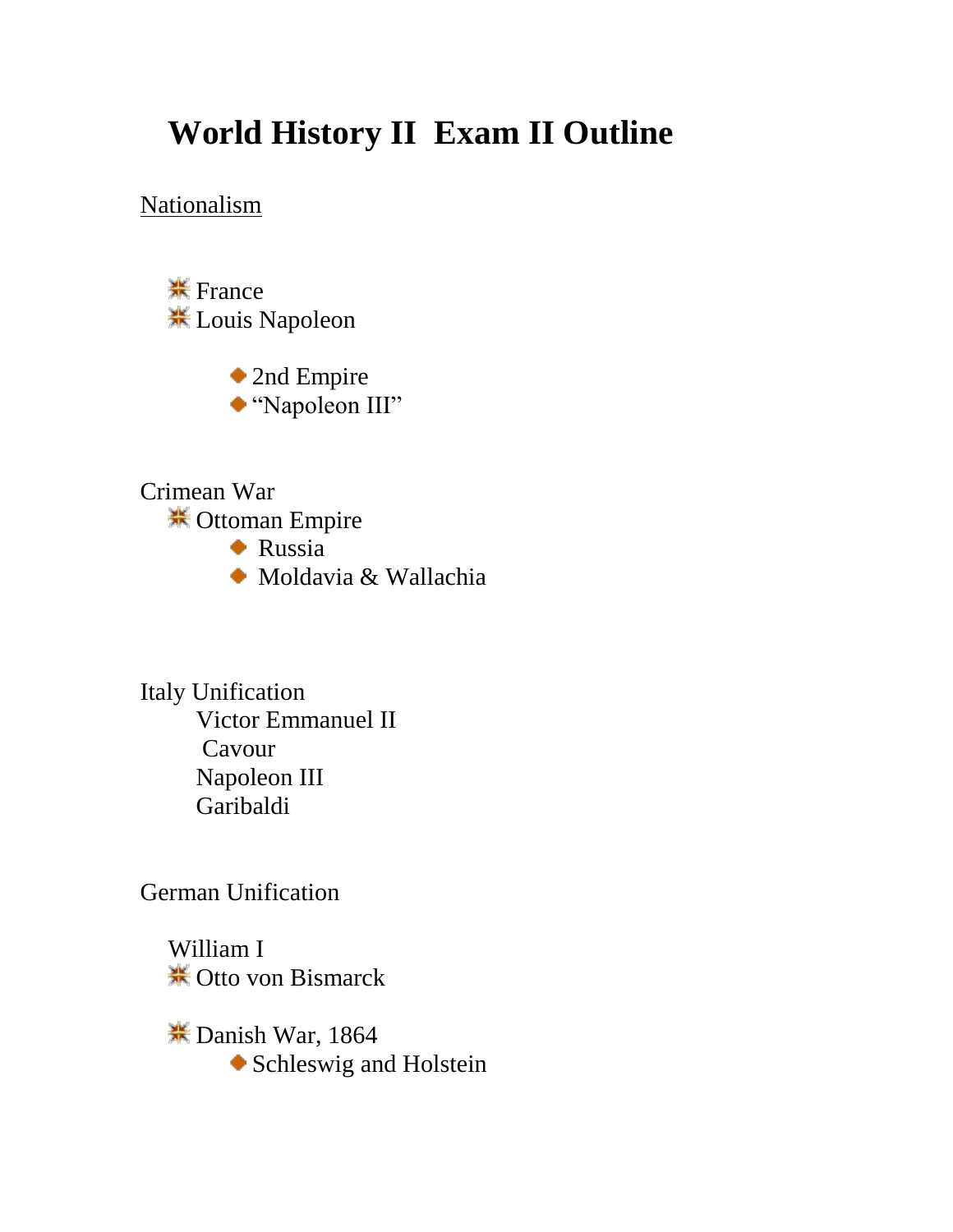# World History II Exam II Outline

<u>Nationalism</u>

- France
- Louis Napoleon
  - 2nd Empire
  - "Napoleon III"

Crimean War

- Ottoman Empire
  - Russia
  - Moldavia & Wallachia

Italy Unification

- Victor Emmanuel II
- Cavour
- Napoleon III
- Garibaldi

German Unification

- William I
- Otto von Bismarck
- Danish War, 1864
  - Schleswig and Holstein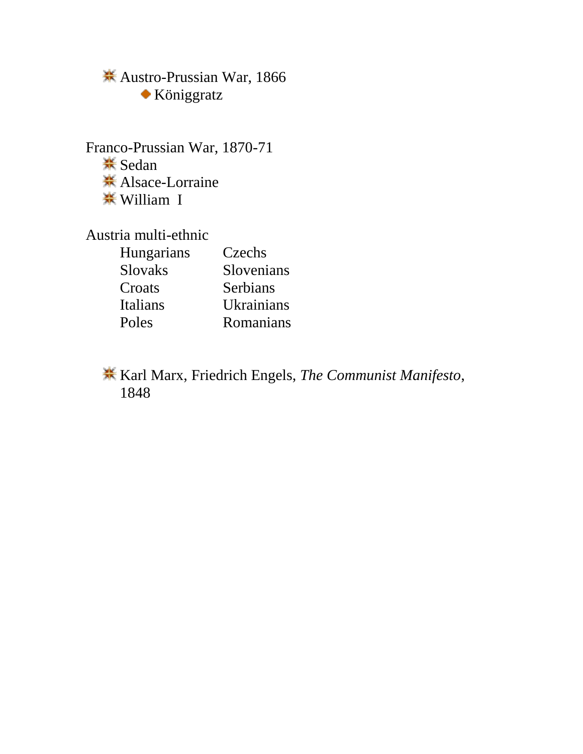- Austro-Prussian War, 1866
  - Königgratz

Franco-Prussian War, 1870-71

- Sedan
- Alsace-Lorraine
- William I

Austria multi-ethnic

| | |
|---|---|
| Hungarians | Czechs |
| Slovaks | Slovenians |
| Croats | Serbians |
| Italians | Ukrainians |
| Poles | Romanians |

- Karl Marx, Friedrich Engels, *The Communist Manifesto*, 1848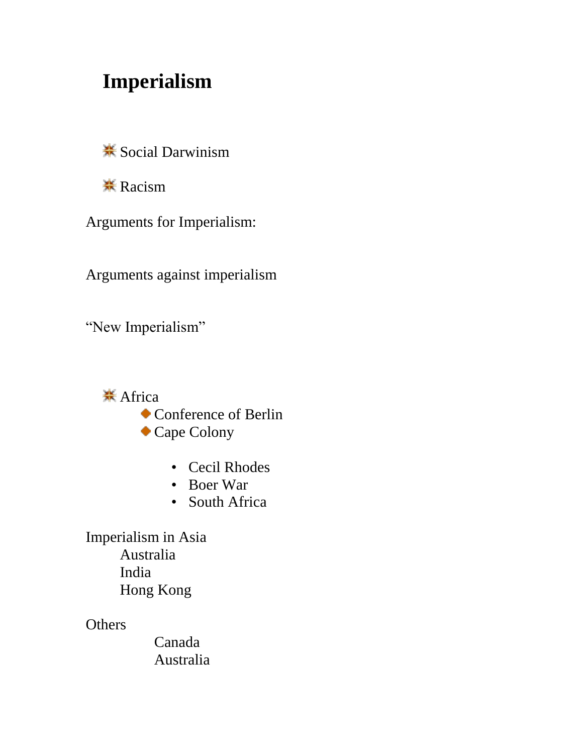# Imperialism

- Social Darwinism
- Racism

Arguments for Imperialism:

Arguments against imperialism

"New Imperialism"

- Africa
    - Conference of Berlin
    - Cape Colony
        - Cecil Rhodes
        - Boer War
        - South Africa

Imperialism in Asia

- Australia
- India
- Hong Kong

Others

- Canada
- Australia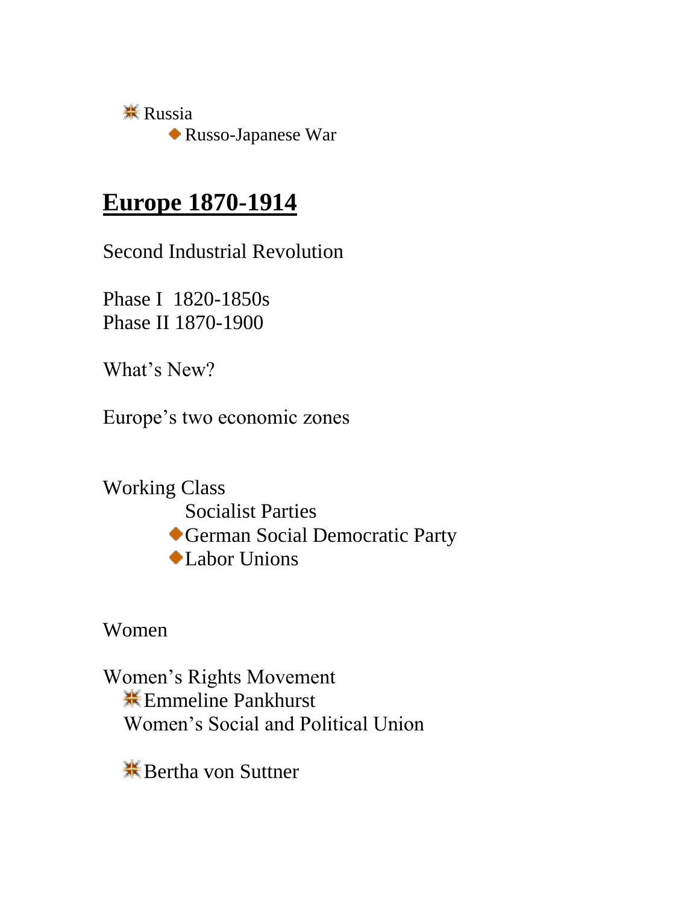- Russia
  - Russo-Japanese War

## Europe 1870-1914

Second Industrial Revolution

Phase I 1820-1850s
Phase II 1870-1900

What's New?

Europe's two economic zones

Working Class

- Socialist Parties
  - German Social Democratic Party
  - Labor Unions

Women

Women's Rights Movement

- Emmeline Pankhurst

  Women's Social and Political Union

- Bertha von Suttner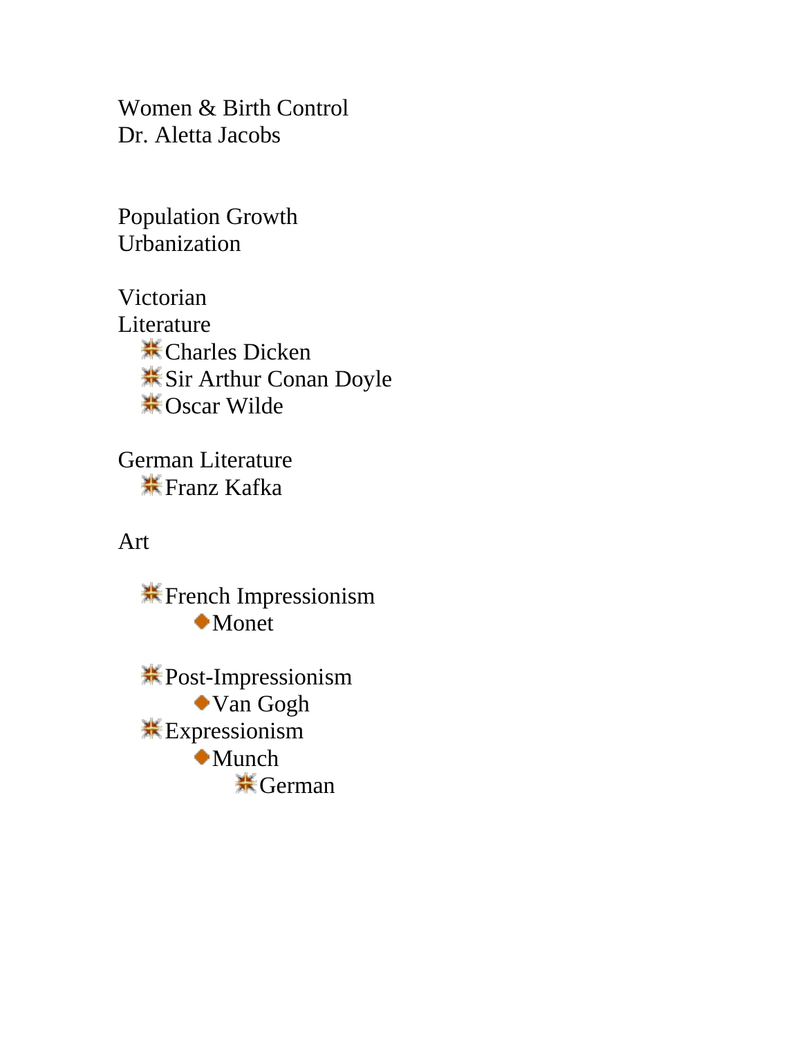Women & Birth Control
Dr. Aletta Jacobs

Population Growth
Urbanization

Victorian
Literature

- Charles Dicken
- Sir Arthur Conan Doyle
- Oscar Wilde

German Literature

- Franz Kafka

Art

- French Impressionism
    - Monet

- Post-Impressionism
    - Van Gogh
- Expressionism
    - Munch
        - German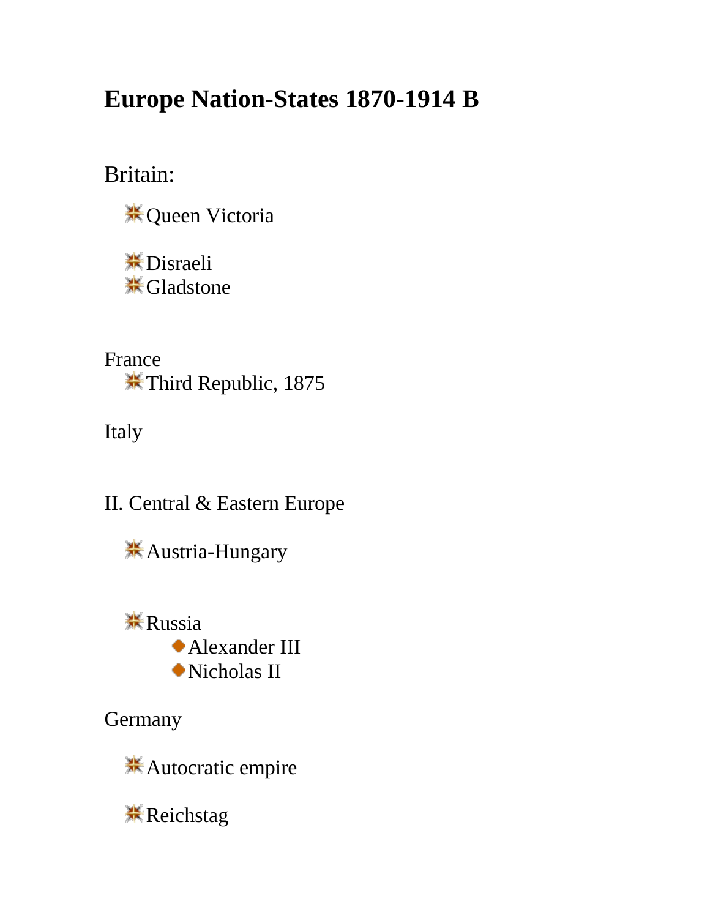# Europe Nation-States 1870-1914 B

Britain:

- Queen Victoria
- Disraeli
- Gladstone

France

- Third Republic, 1875

Italy

II. Central & Eastern Europe

- Austria-Hungary
- Russia
  - Alexander III
  - Nicholas II

Germany

- Autocratic empire
- Reichstag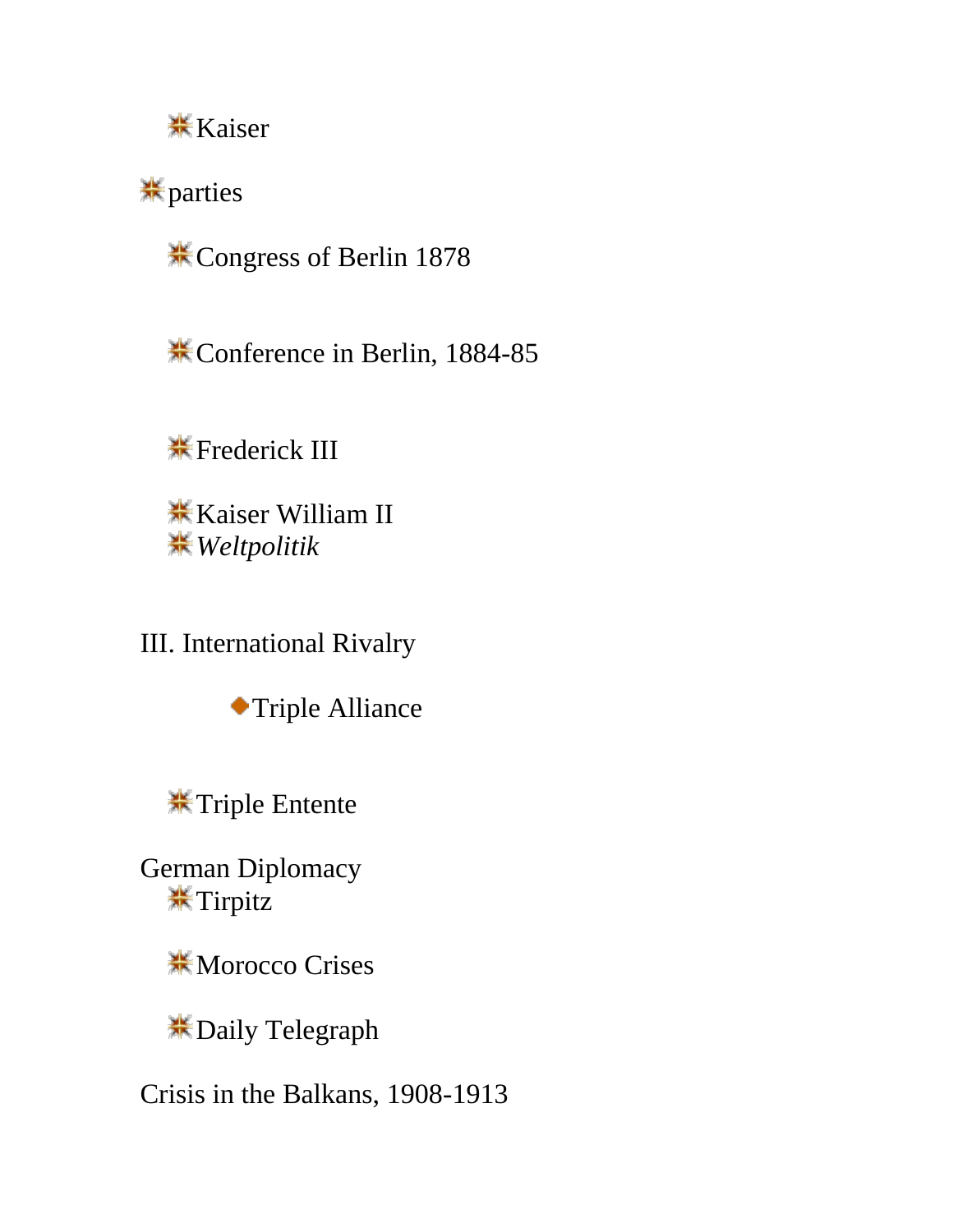- Kaiser

- parties
    - Congress of Berlin 1878

    - Conference in Berlin, 1884-85

    - Frederick III

    - Kaiser William II
    - *Weltpolitik*

III. International Rivalry

- Triple Alliance

- Triple Entente

German Diplomacy

- Tirpitz

- Morocco Crises

- Daily Telegraph

Crisis in the Balkans, 1908-1913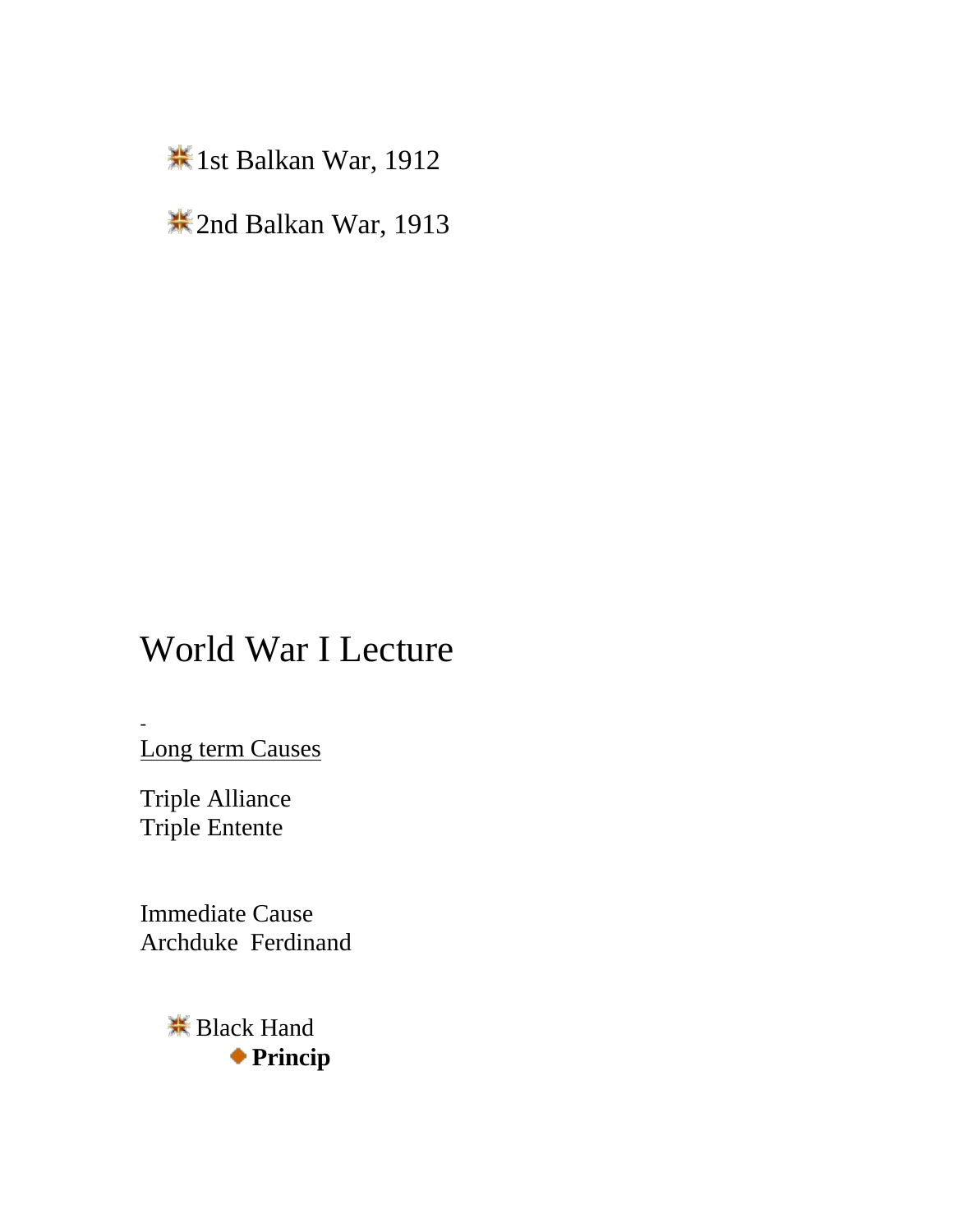- 1st Balkan War, 1912
- 2nd Balkan War, 1913

# World War I Lecture

-

<u>Long term Causes</u>

Triple Alliance
Triple Entente

Immediate Cause
Archduke Ferdinand

- Black Hand
  - **Princip**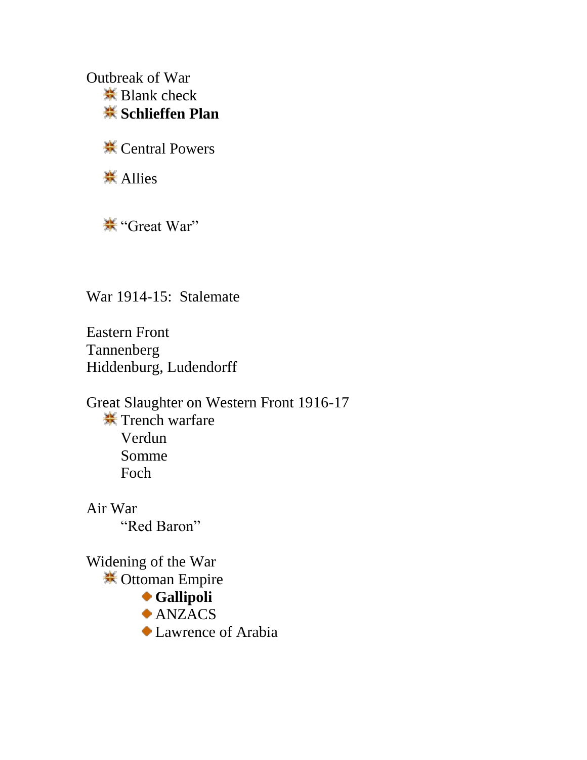Outbreak of War

- Blank check
- **Schlieffen Plan**

- Central Powers

- Allies

- “Great War”

War 1914-15: Stalemate

Eastern Front
Tannenberg
Hiddenburg, Ludendorff

Great Slaughter on Western Front 1916-17

- Trench warfare
  Verdun
  Somme
  Foch

Air War
  “Red Baron”

Widening of the War

- Ottoman Empire
  - **Gallipoli**
  - ANZACS
  - Lawrence of Arabia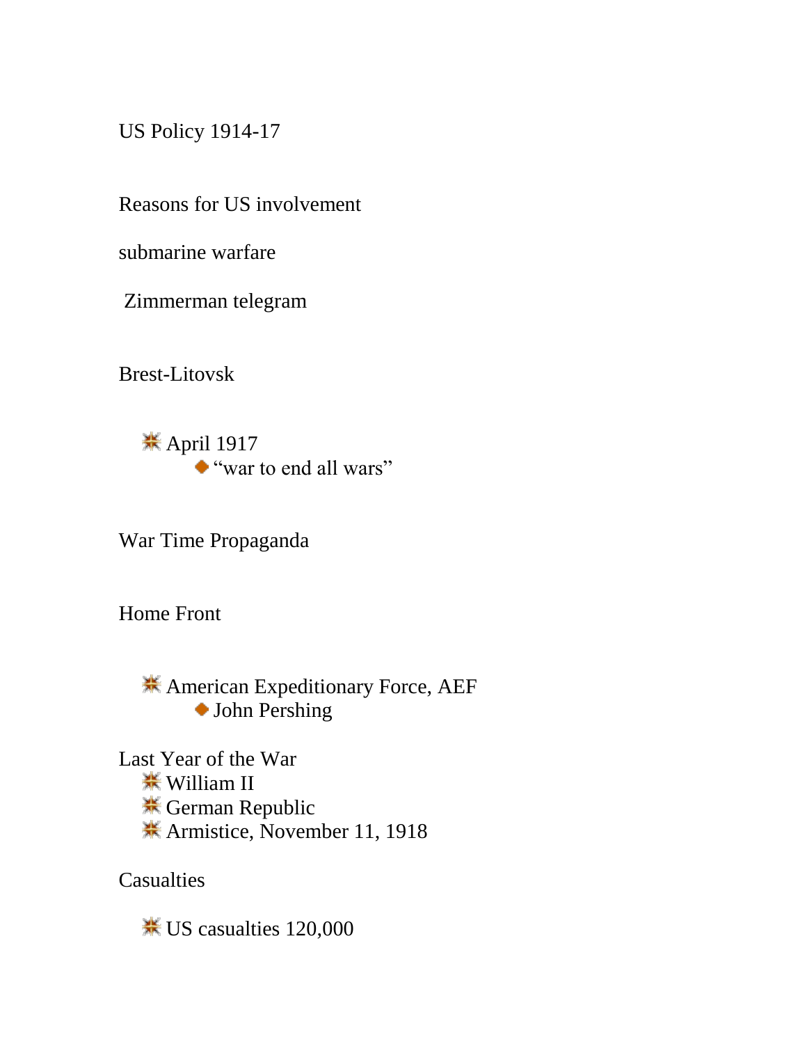US Policy 1914-17

Reasons for US involvement

submarine warfare

Zimmerman telegram

Brest-Litovsk

- April 1917
  - "war to end all wars"

War Time Propaganda

Home Front

- American Expeditionary Force, AEF
  - John Pershing

Last Year of the War

- William II
- German Republic
- Armistice, November 11, 1918

Casualties

- US casualties 120,000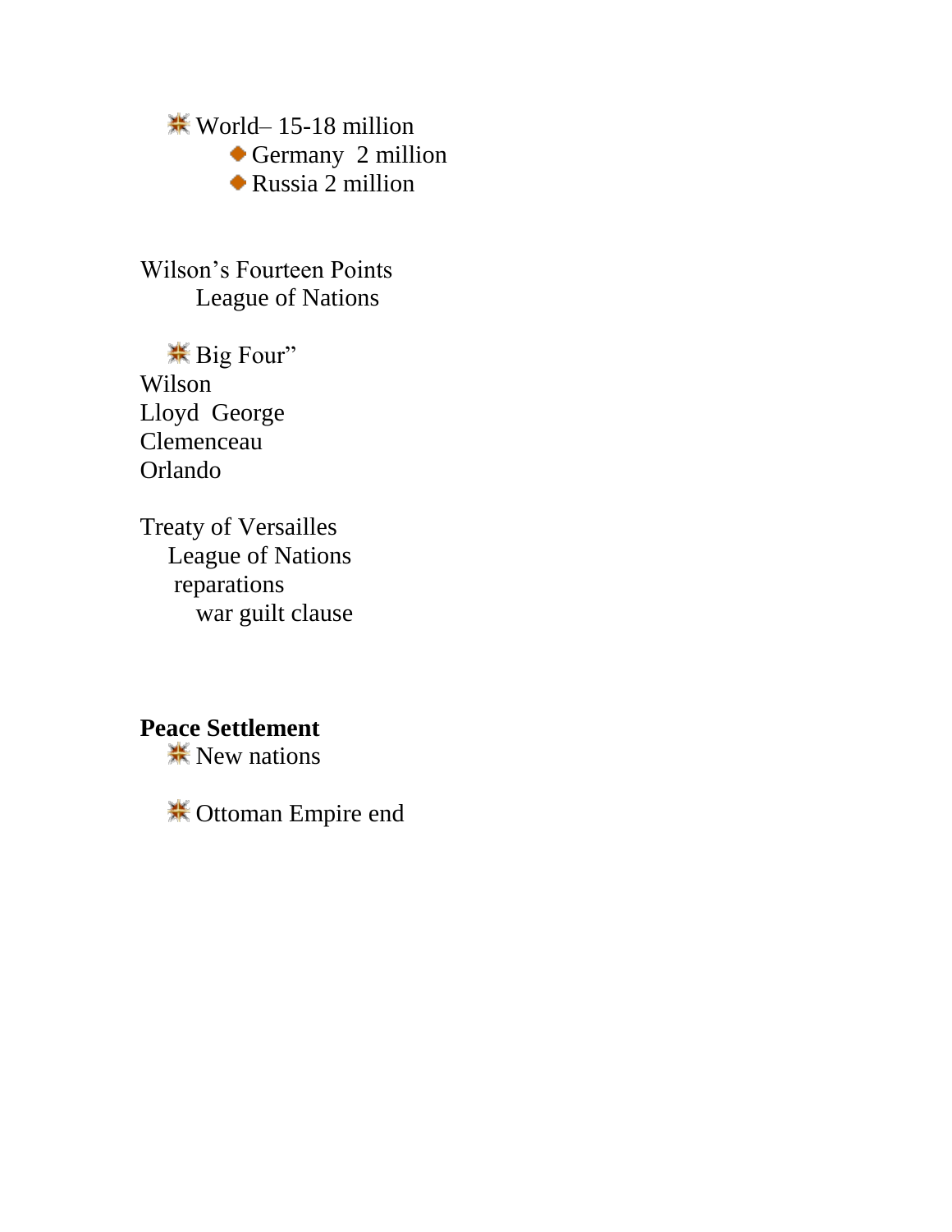- World– 15-18 million
  - Germany 2 million
  - Russia 2 million

Wilson's Fourteen Points
League of Nations

- Big Four"

Wilson
Lloyd George
Clemenceau
Orlando

Treaty of Versailles
League of Nations
reparations
war guilt clause

**Peace Settlement**

- New nations
- Ottoman Empire end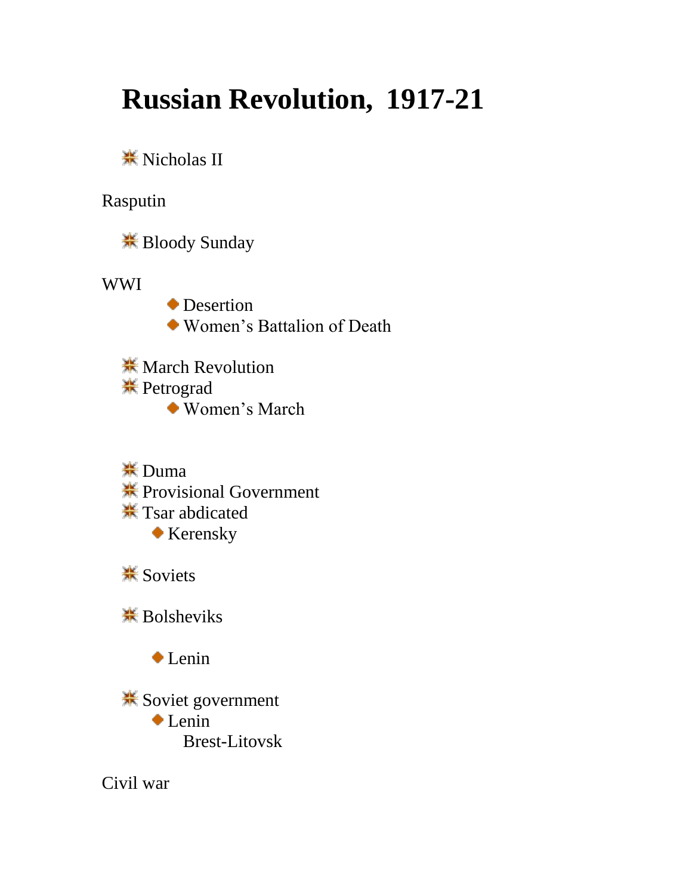# Russian Revolution, 1917-21

- Nicholas II

Rasputin

- Bloody Sunday

WWI

  - Desertion
  - Women's Battalion of Death

- March Revolution
- Petrograd
  - Women's March

- Duma
- Provisional Government
- Tsar abdicated
  - Kerensky

- Soviets

- Bolsheviks

  - Lenin

- Soviet government
  - Lenin
    - Brest-Litovsk

Civil war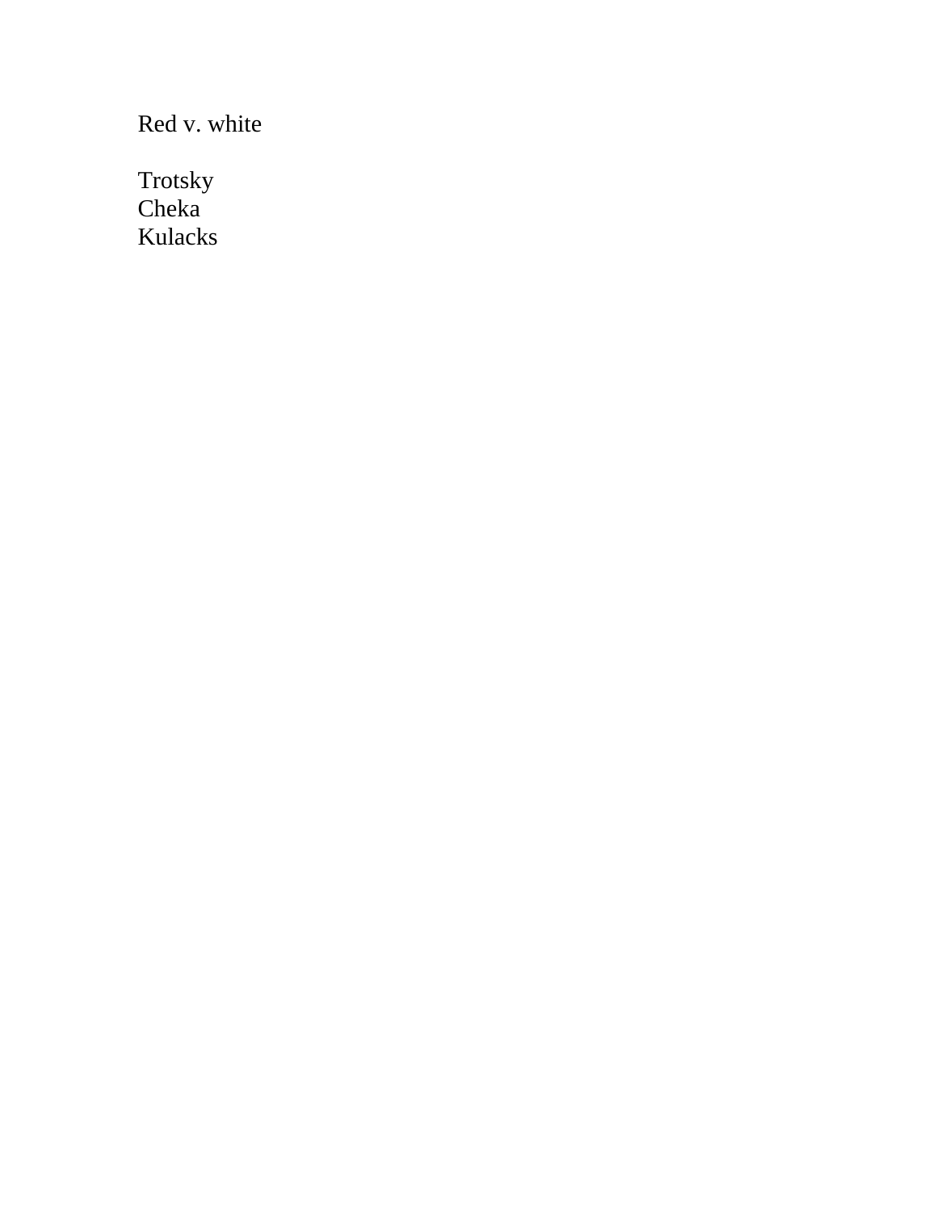Red v. white

Trotsky
Cheka
Kulacks